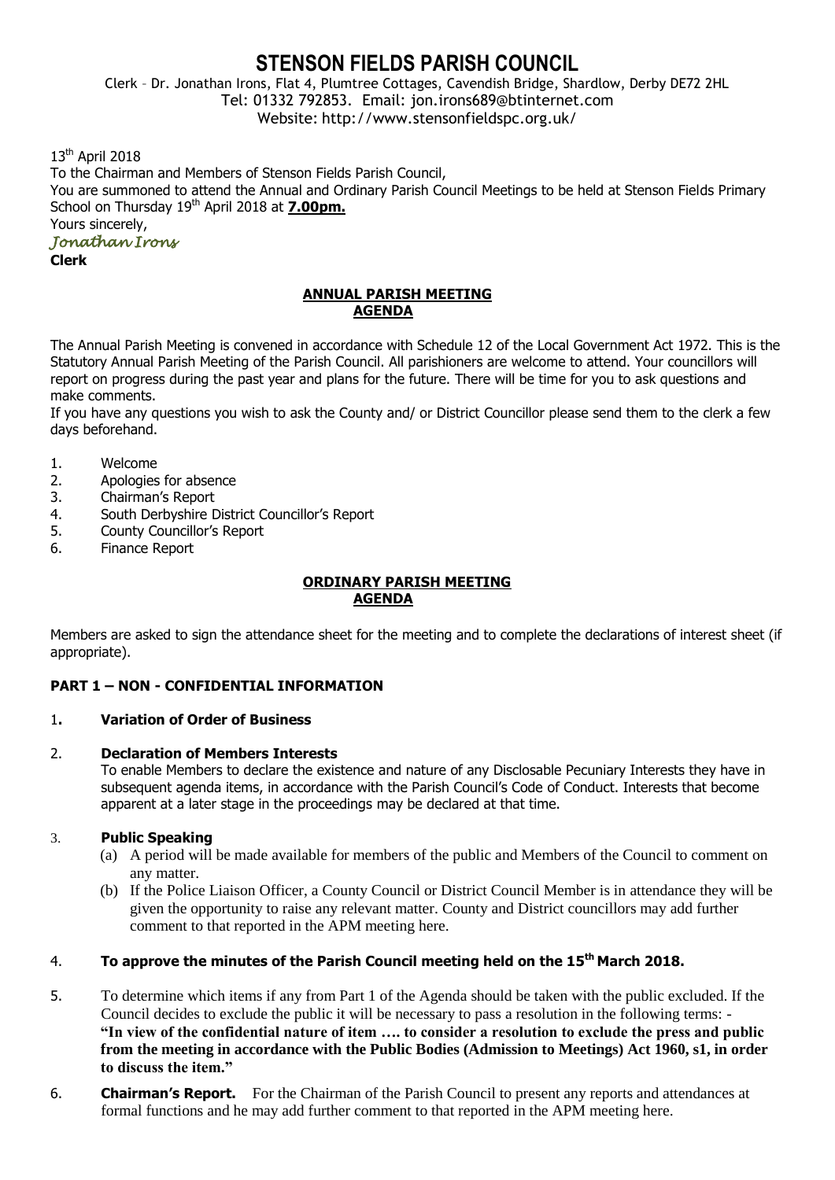# STENSON FIELDS PARISH COUNCIL

Clerk – Dr. Jonathan Irons, Flat 4, Plumtree Cottages, Cavendish Bridge, Shardlow, Derby DE72 2HL
Tel: 01332 792853. Email: jon.irons689@btinternet.com
Website: http://www.stensonfieldspc.org.uk/

13th April 2018

To the Chairman and Members of Stenson Fields Parish Council,

You are summoned to attend the Annual and Ordinary Parish Council Meetings to be held at Stenson Fields Primary School on Thursday 19th April 2018 at **7.00pm.**

Yours sincerely,

*Jonathan Irons*

**Clerk**

## ANNUAL PARISH MEETING AGENDA

The Annual Parish Meeting is convened in accordance with Schedule 12 of the Local Government Act 1972. This is the Statutory Annual Parish Meeting of the Parish Council. All parishioners are welcome to attend. Your councillors will report on progress during the past year and plans for the future. There will be time for you to ask questions and make comments.

If you have any questions you wish to ask the County and/ or District Councillor please send them to the clerk a few days beforehand.

1. Welcome
2. Apologies for absence
3. Chairman's Report
4. South Derbyshire District Councillor's Report
5. County Councillor's Report
6. Finance Report

## ORDINARY PARISH MEETING AGENDA

Members are asked to sign the attendance sheet for the meeting and to complete the declarations of interest sheet (if appropriate).

### PART 1 – NON - CONFIDENTIAL INFORMATION

1. **Variation of Order of Business**

2. **Declaration of Members Interests**

   To enable Members to declare the existence and nature of any Disclosable Pecuniary Interests they have in subsequent agenda items, in accordance with the Parish Council's Code of Conduct. Interests that become apparent at a later stage in the proceedings may be declared at that time.

3. **Public Speaking**
   (a) A period will be made available for members of the public and Members of the Council to comment on any matter.
   (b) If the Police Liaison Officer, a County Council or District Council Member is in attendance they will be given the opportunity to raise any relevant matter. County and District councillors may add further comment to that reported in the APM meeting here.

4. **To approve the minutes of the Parish Council meeting held on the 15th March 2018.**

5. To determine which items if any from Part 1 of the Agenda should be taken with the public excluded. If the Council decides to exclude the public it will be necessary to pass a resolution in the following terms: - **"In view of the confidential nature of item …. to consider a resolution to exclude the press and public from the meeting in accordance with the Public Bodies (Admission to Meetings) Act 1960, s1, in order to discuss the item."**

6. **Chairman's Report.** For the Chairman of the Parish Council to present any reports and attendances at formal functions and he may add further comment to that reported in the APM meeting here.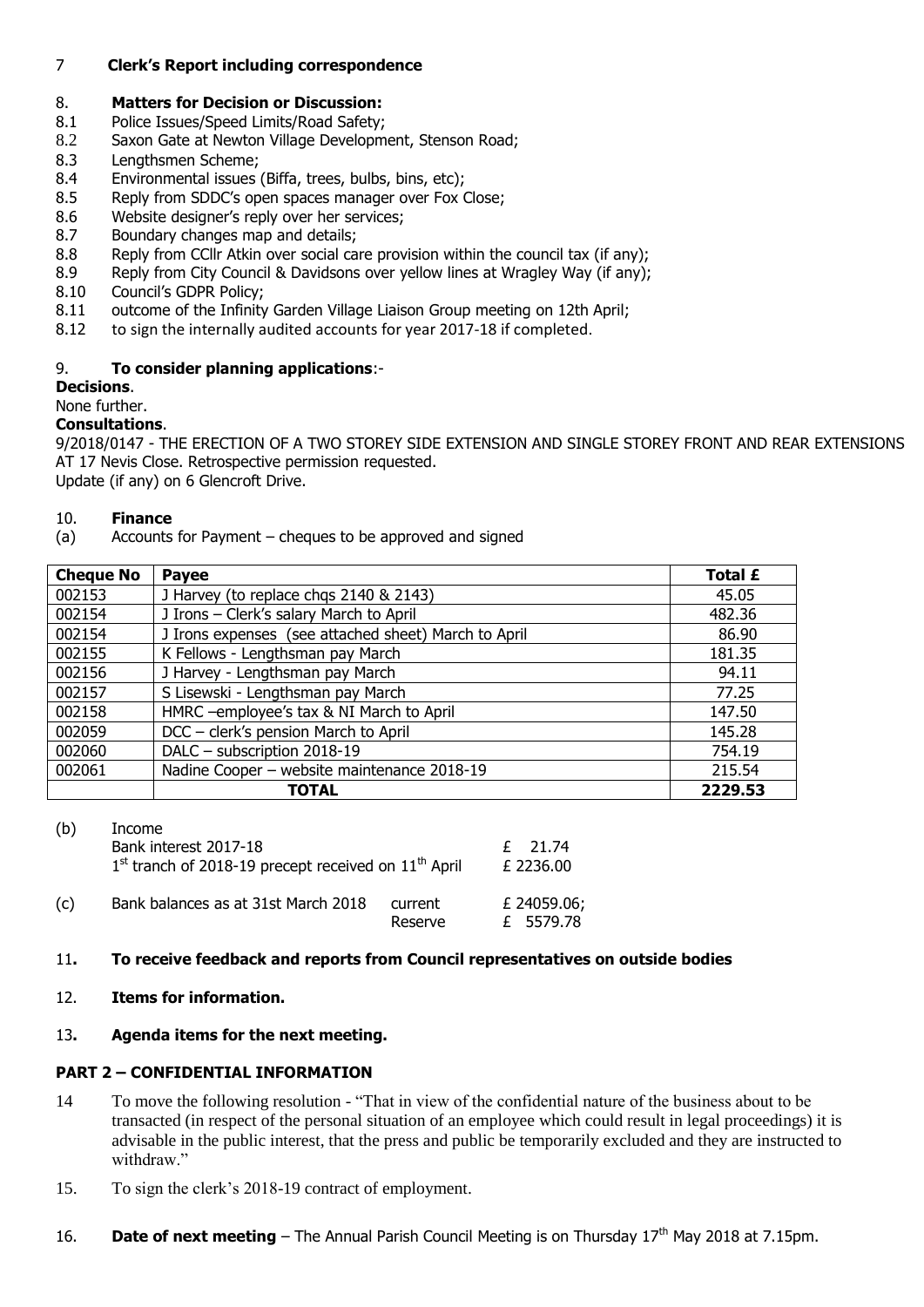7 **Clerk's Report including correspondence**

8. **Matters for Decision or Discussion:**

8.1 Police Issues/Speed Limits/Road Safety;
8.2 Saxon Gate at Newton Village Development, Stenson Road;
8.3 Lengthsmen Scheme;
8.4 Environmental issues (Biffa, trees, bulbs, bins, etc);
8.5 Reply from SDDC's open spaces manager over Fox Close;
8.6 Website designer's reply over her services;
8.7 Boundary changes map and details;
8.8 Reply from CCllr Atkin over social care provision within the council tax (if any);
8.9 Reply from City Council & Davidsons over yellow lines at Wragley Way (if any);
8.10 Council's GDPR Policy;
8.11 outcome of the Infinity Garden Village Liaison Group meeting on 12th April;
8.12 to sign the internally audited accounts for year 2017-18 if completed.

9. **To consider planning applications**:-

**Decisions**.
None further.

**Consultations**.
9/2018/0147 - THE ERECTION OF A TWO STOREY SIDE EXTENSION AND SINGLE STOREY FRONT AND REAR EXTENSIONS AT 17 Nevis Close. Retrospective permission requested.
Update (if any) on 6 Glencroft Drive.

10. **Finance**

(a) Accounts for Payment – cheques to be approved and signed

| Cheque No | Payee | Total £ |
|---|---|---|
| 002153 | J Harvey (to replace chqs 2140 & 2143) | 45.05 |
| 002154 | J Irons – Clerk's salary March to April | 482.36 |
| 002154 | J Irons expenses (see attached sheet) March to April | 86.90 |
| 002155 | K Fellows - Lengthsman pay March | 181.35 |
| 002156 | J Harvey - Lengthsman pay March | 94.11 |
| 002157 | S Lisewski - Lengthsman pay March | 77.25 |
| 002158 | HMRC –employee's tax & NI March to April | 147.50 |
| 002059 | DCC – clerk's pension March to April | 145.28 |
| 002060 | DALC – subscription 2018-19 | 754.19 |
| 002061 | Nadine Cooper – website maintenance 2018-19 | 215.54 |
| | **TOTAL** | **2229.53** |

(b) Income
Bank interest 2017-18 £ 21.74
1st tranch of 2018-19 precept received on 11th April £ 2236.00

(c) Bank balances as at 31st March 2018 current £ 24059.06; Reserve £ 5579.78

11. **To receive feedback and reports from Council representatives on outside bodies**

12. **Items for information.**

13. **Agenda items for the next meeting.**

**PART 2 – CONFIDENTIAL INFORMATION**

14 To move the following resolution - "That in view of the confidential nature of the business about to be transacted (in respect of the personal situation of an employee which could result in legal proceedings) it is advisable in the public interest, that the press and public be temporarily excluded and they are instructed to withdraw."

15. To sign the clerk's 2018-19 contract of employment.

16. **Date of next meeting** – The Annual Parish Council Meeting is on Thursday 17th May 2018 at 7.15pm.